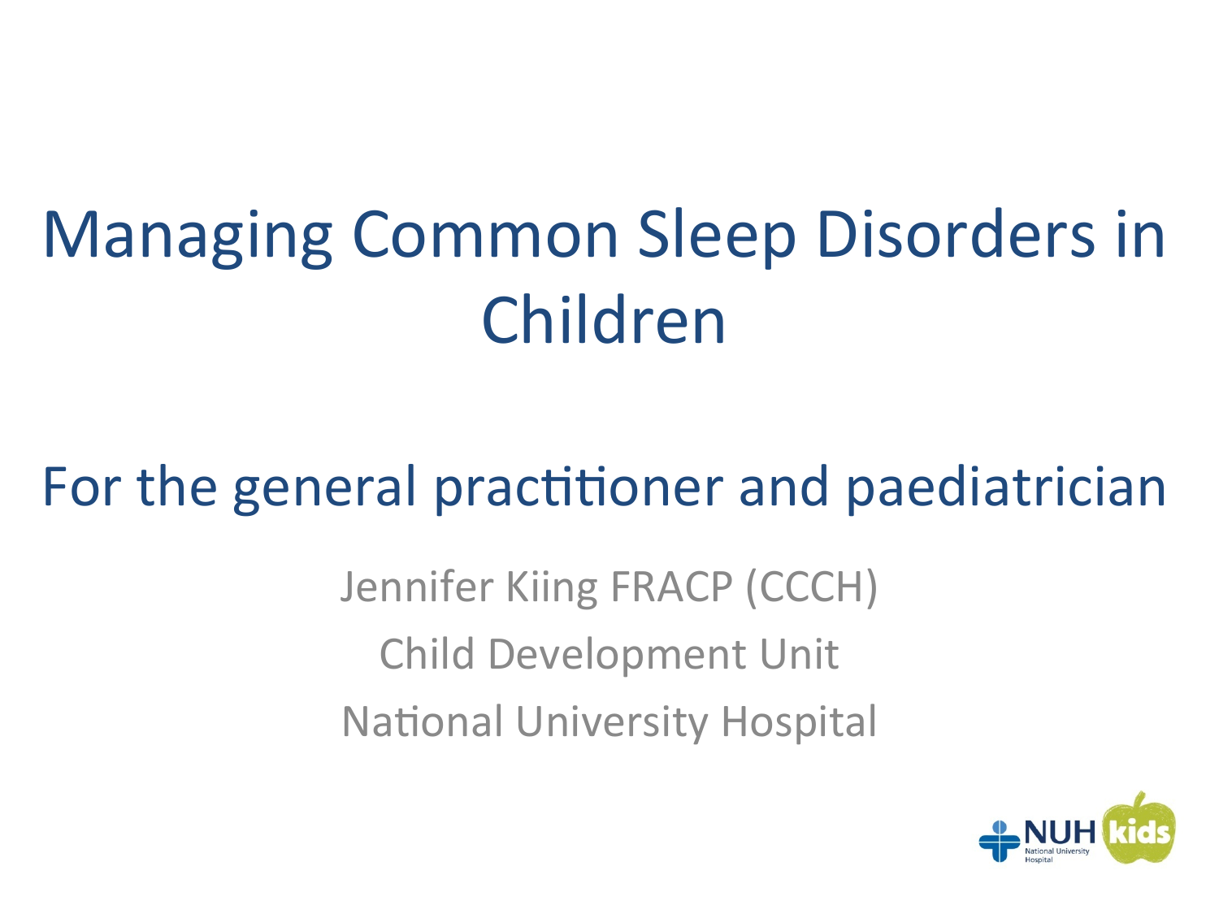# Managing Common Sleep Disorders in Children

## For the general practitioner and paediatrician

Jennifer Kiing FRACP (CCCH)

Child Development Unit

National University Hospital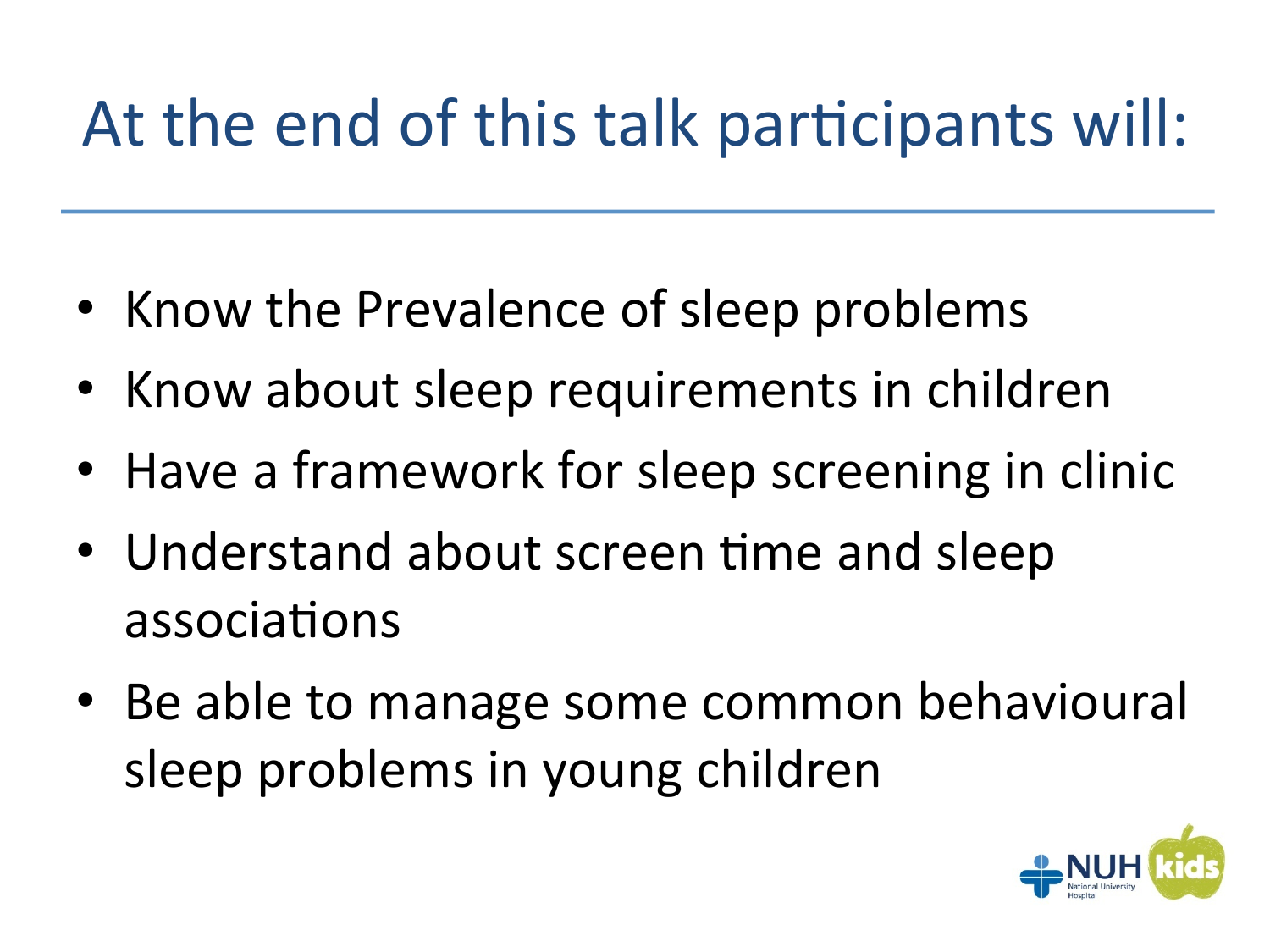# At the end of this talk participants will:

- Know the Prevalence of sleep problems
- Know about sleep requirements in children
- Have a framework for sleep screening in clinic
- Understand about screen time and sleep associations
- Be able to manage some common behavioural sleep problems in young children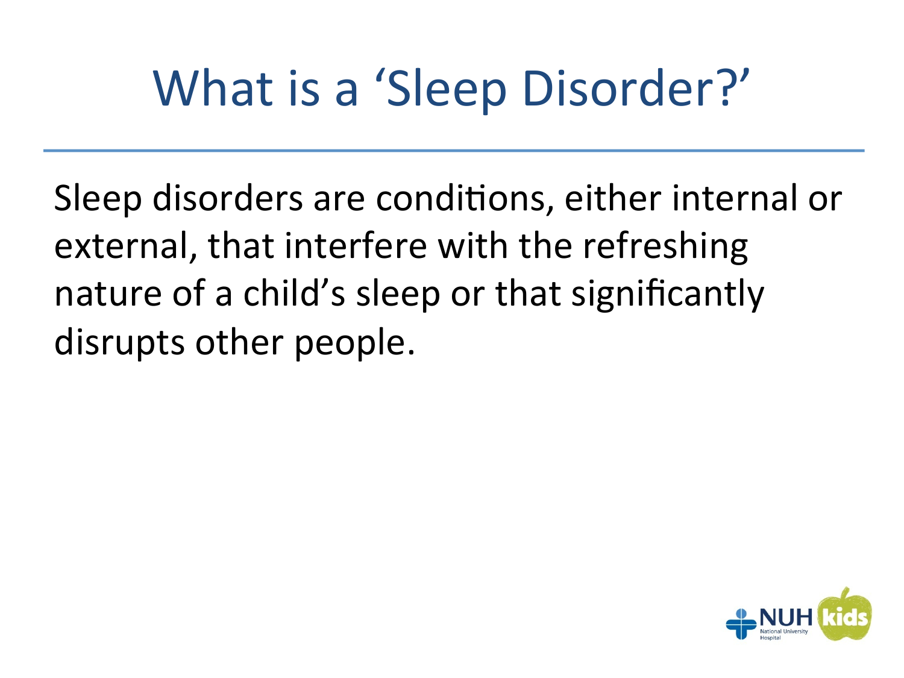# What is a 'Sleep Disorder?'

Sleep disorders are conditions, either internal or external, that interfere with the refreshing nature of a child's sleep or that significantly disrupts other people.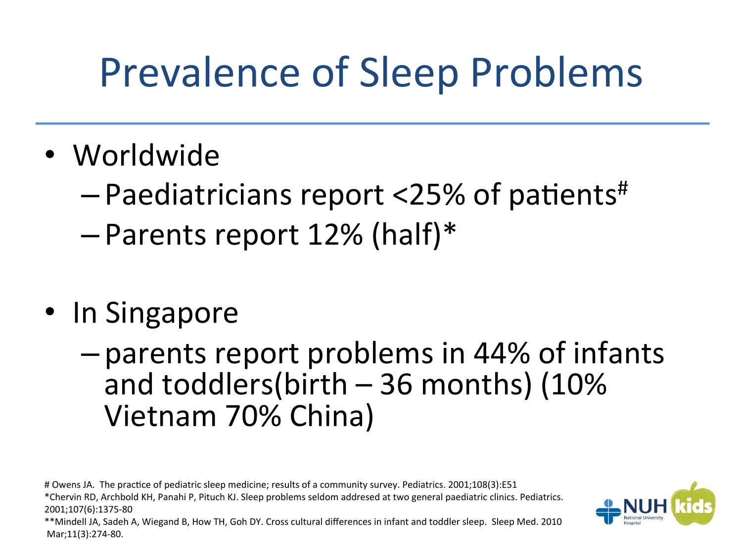# Prevalence of Sleep Problems

- Worldwide
  - Paediatricians report <25% of patients[#]
  - Parents report 12% (half)*

- In Singapore
  - parents report problems in 44% of infants and toddlers(birth – 36 months) (10% Vietnam 70% China)

# Owens JA. The practice of pediatric sleep medicine; results of a community survey. Pediatrics. 2001;108(3):E51

*Chervin RD, Archbold KH, Panahi P, Pituch KJ. Sleep problems seldom addresed at two general paediatric clinics. Pediatrics. 2001;107(6):1375-80

**Mindell JA, Sadeh A, Wiegand B, How TH, Goh DY. Cross cultural differences in infant and toddler sleep. Sleep Med. 2010 Mar;11(3):274-80.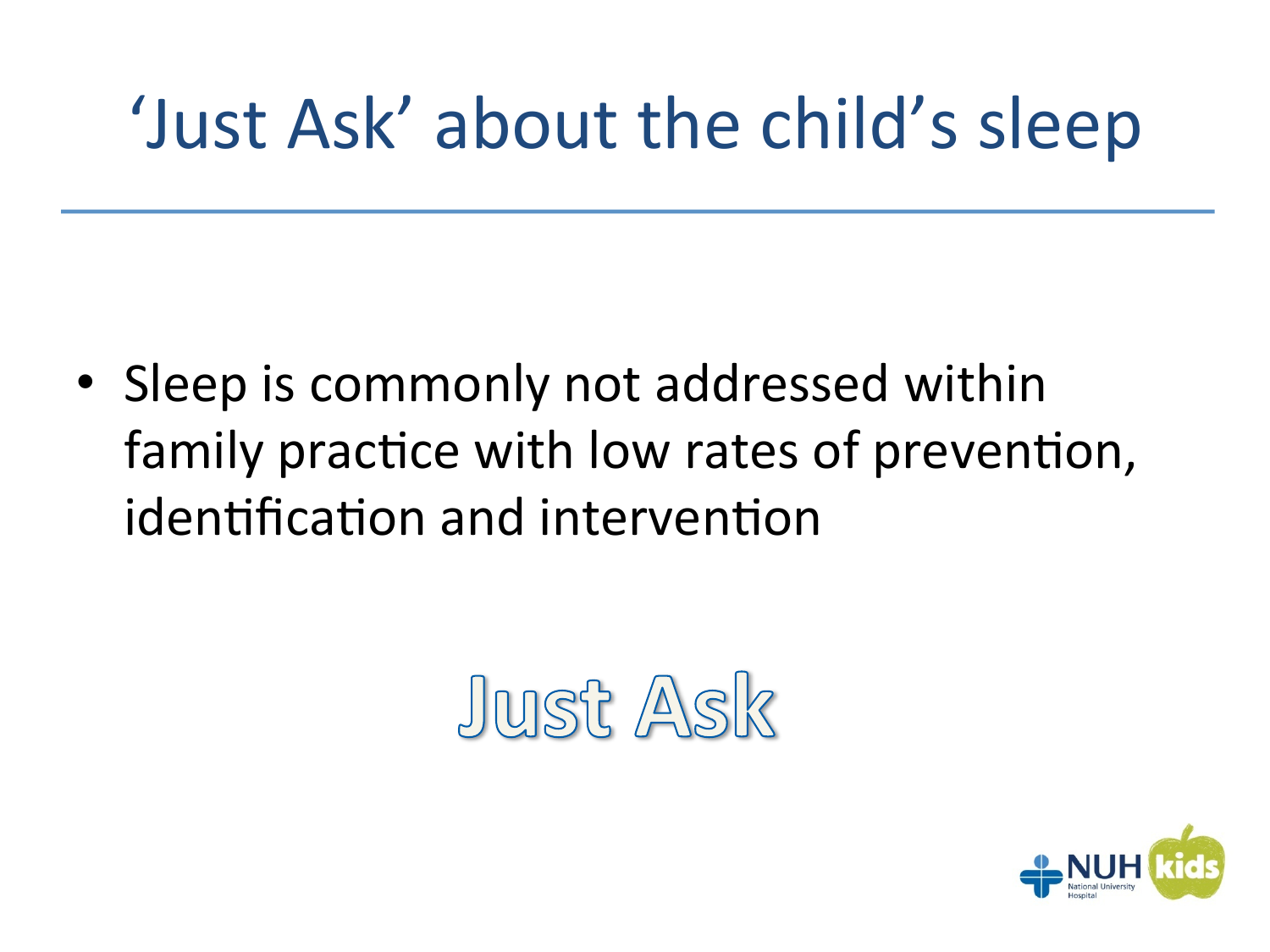# 'Just Ask' about the child's sleep

- Sleep is commonly not addressed within family practice with low rates of prevention, identification and intervention

Just Ask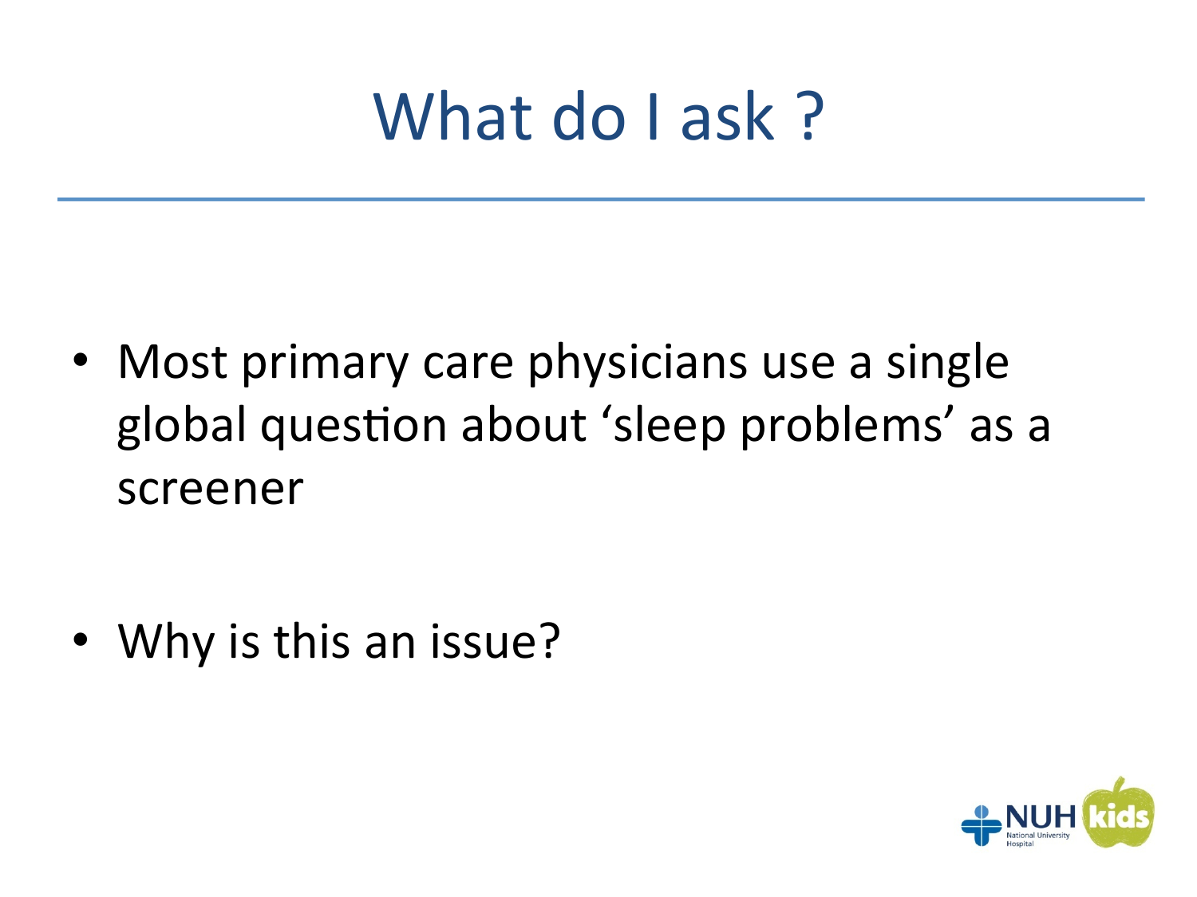# What do I ask ?

- Most primary care physicians use a single global question about 'sleep problems' as a screener

- Why is this an issue?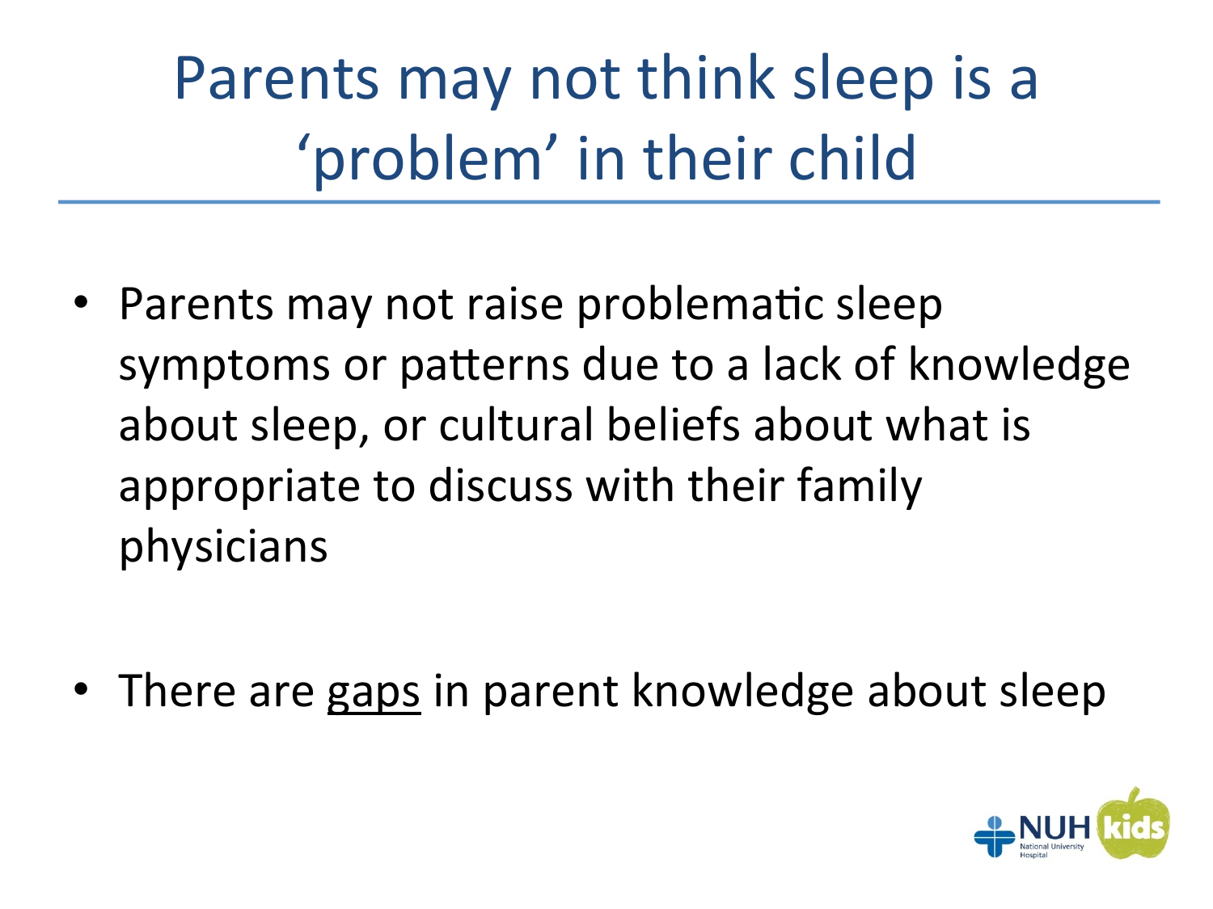# Parents may not think sleep is a 'problem' in their child

- Parents may not raise problematic sleep symptoms or patterns due to a lack of knowledge about sleep, or cultural beliefs about what is appropriate to discuss with their family physicians
- There are <u>gaps</u> in parent knowledge about sleep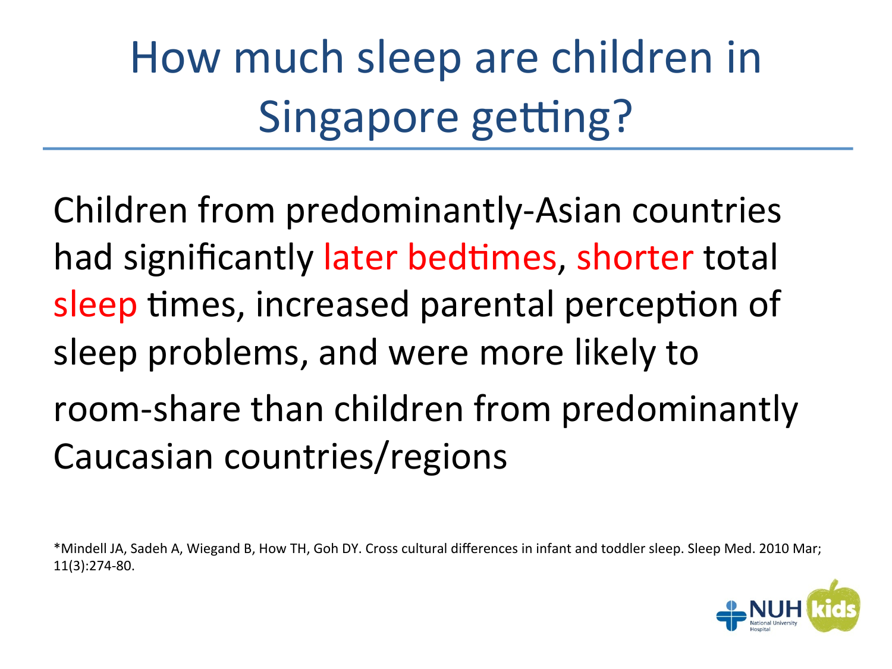# How much sleep are children in Singapore getting?

Children from predominantly-Asian countries had significantly later bedtimes, shorter total sleep times, increased parental perception of sleep problems, and were more likely to room-share than children from predominantly Caucasian countries/regions

*Mindell JA, Sadeh A, Wiegand B, How TH, Goh DY. Cross cultural differences in infant and toddler sleep. Sleep Med. 2010 Mar; 11(3):274-80.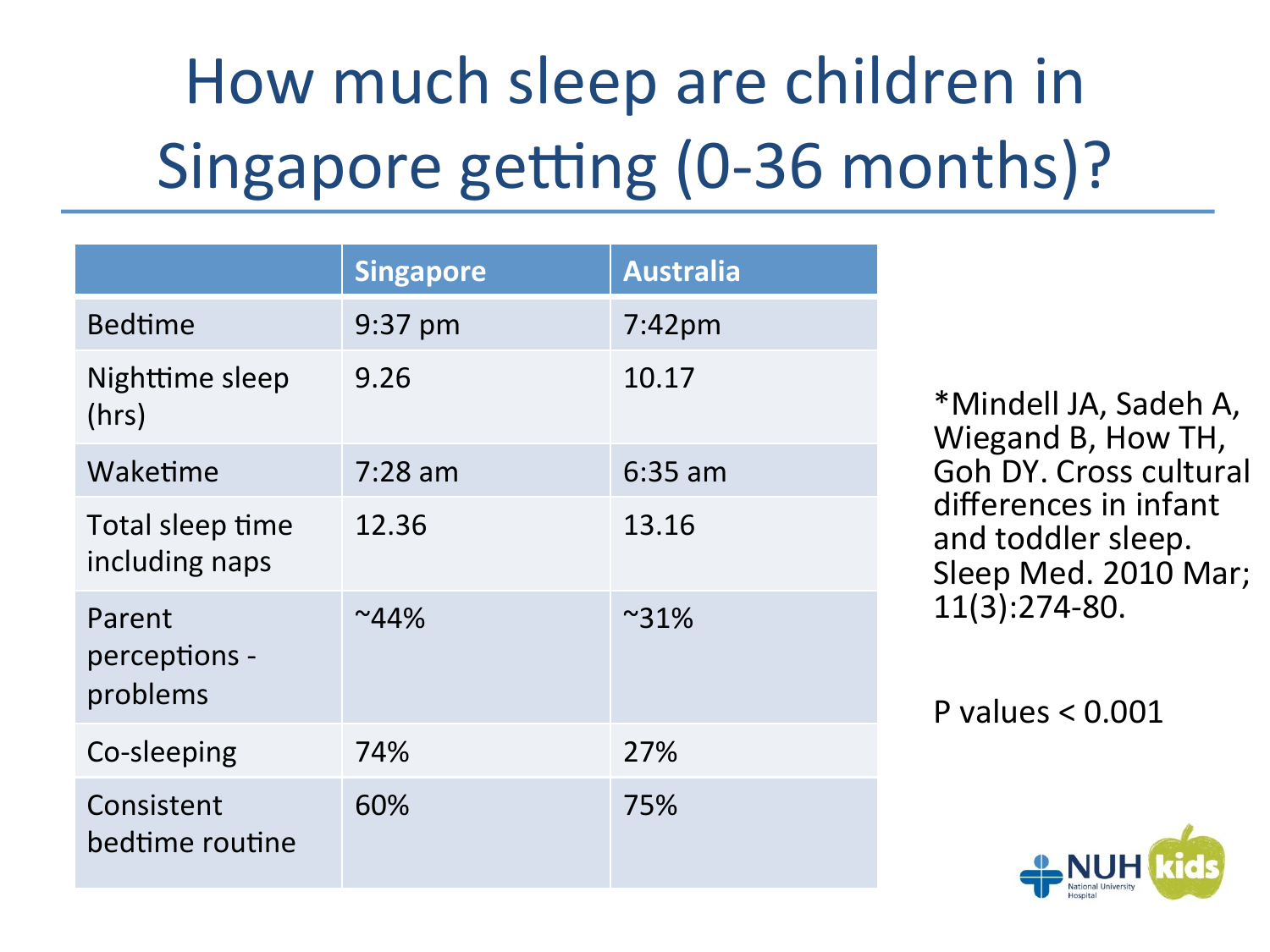# How much sleep are children in Singapore getting (0-36 months)?

| | Singapore | Australia |
|---|---|---|
| Bedtime | 9:37 pm | 7:42pm |
| Nighttime sleep (hrs) | 9.26 | 10.17 |
| Waketime | 7:28 am | 6:35 am |
| Total sleep time including naps | 12.36 | 13.16 |
| Parent perceptions - problems | ~44% | ~31% |
| Co-sleeping | 74% | 27% |
| Consistent bedtime routine | 60% | 75% |

*Mindell JA, Sadeh A, Wiegand B, How TH, Goh DY. Cross cultural differences in infant and toddler sleep. Sleep Med. 2010 Mar; 11(3):274-80.

P values $< 0.001$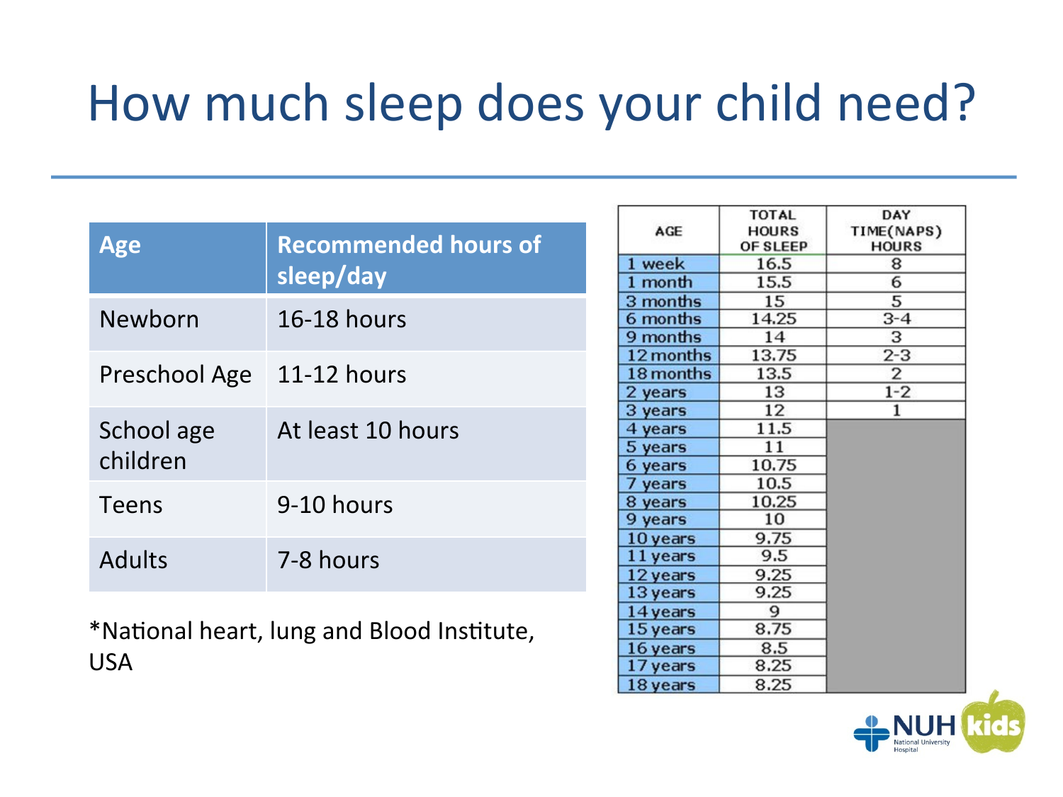# How much sleep does your child need?

| Age | Recommended hours of sleep/day |
|---|---|
| Newborn | 16-18 hours |
| Preschool Age | 11-12 hours |
| School age children | At least 10 hours |
| Teens | 9-10 hours |
| Adults | 7-8 hours |

*National heart, lung and Blood Institute, USA

| AGE | TOTAL HOURS OF SLEEP | DAY TIME(NAPS) HOURS |
|---|---|---|
| 1 week | 16.5 | 8 |
| 1 month | 15.5 | 6 |
| 3 months | 15 | 5 |
| 6 months | 14.25 | 3-4 |
| 9 months | 14 | 3 |
| 12 months | 13.75 | 2-3 |
| 18 months | 13.5 | 2 |
| 2 years | 13 | 1-2 |
| 3 years | 12 | 1 |
| 4 years | 11.5 | |
| 5 years | 11 | |
| 6 years | 10.75 | |
| 7 years | 10.5 | |
| 8 years | 10.25 | |
| 9 years | 10 | |
| 10 years | 9.75 | |
| 11 years | 9.5 | |
| 12 years | 9.25 | |
| 13 years | 9.25 | |
| 14 years | 9 | |
| 15 years | 8.75 | |
| 16 years | 8.5 | |
| 17 years | 8.25 | |
| 18 years | 8.25 | |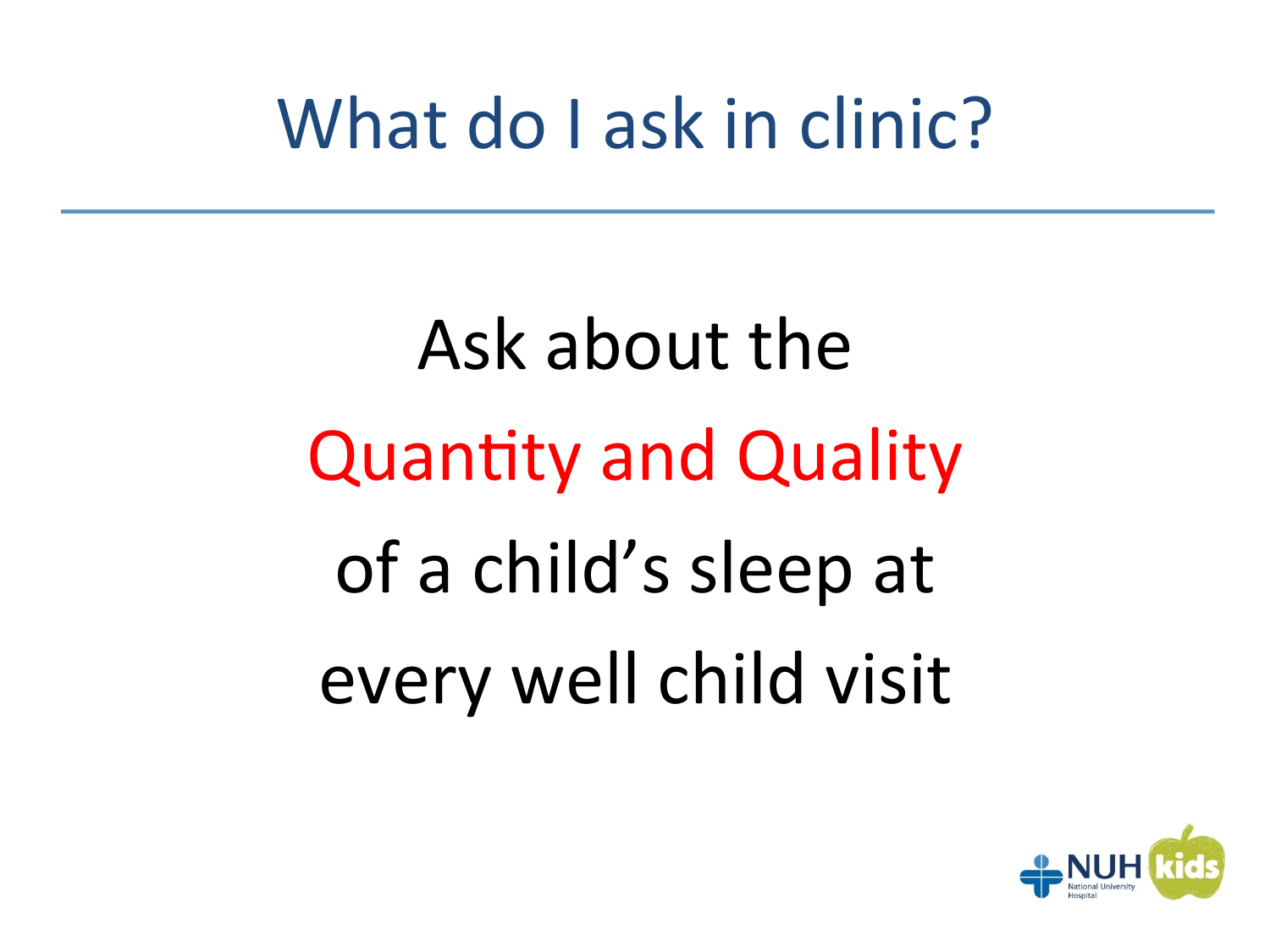# What do I ask in clinic?

Ask about the

**Quantity and Quality**

of a child's sleep at

every well child visit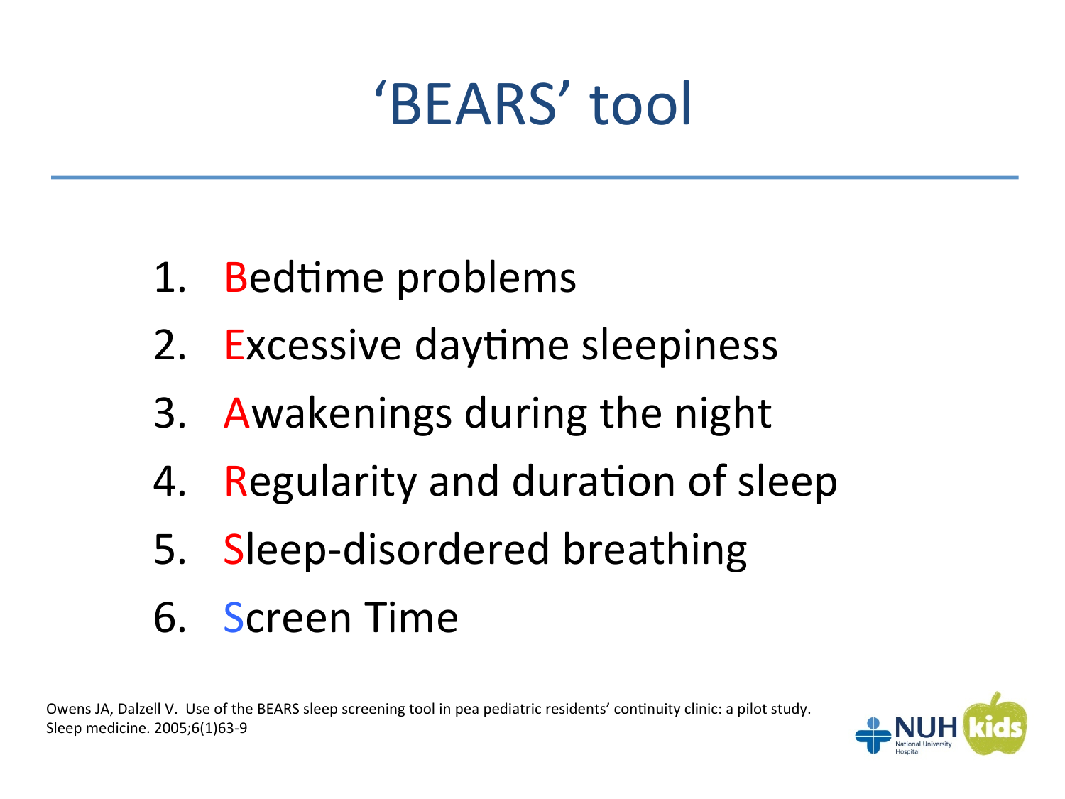# 'BEARS' tool

1. Bedtime problems
2. Excessive daytime sleepiness
3. Awakenings during the night
4. Regularity and duration of sleep
5. Sleep-disordered breathing
6. Screen Time

Owens JA, Dalzell V. Use of the BEARS sleep screening tool in pea pediatric residents' continuity clinic: a pilot study. Sleep medicine. 2005;6(1)63-9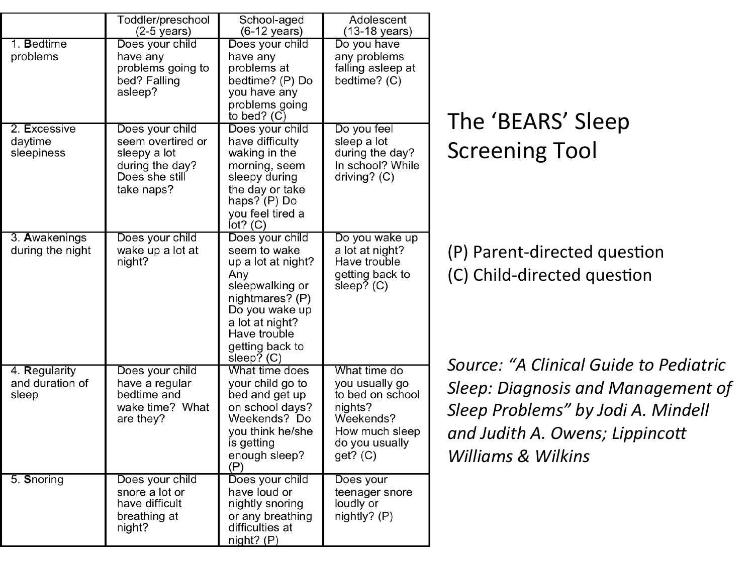# The 'BEARS' Sleep Screening Tool

(P) Parent-directed question
(C) Child-directed question

| | Toddler/preschool (2-5 years) | School-aged (6-12 years) | Adolescent (13-18 years) |
|---|---|---|---|
| 1. **B**edtime problems | Does your child have any problems going to bed? Falling asleep? | Does your child have any problems at bedtime? (P) Do you have any problems going to bed? (C) | Do you have any problems falling asleep at bedtime? (C) |
| 2. **E**xcessive daytime sleepiness | Does your child seem overtired or sleepy a lot during the day? Does she still take naps? | Does your child have difficulty waking in the morning, seem sleepy during the day or take haps? (P) Do you feel tired a lot? (C) | Do you feel sleep a lot during the day? In school? While driving? (C) |
| 3. **A**wakenings during the night | Does your child wake up a lot at night? | Does your child seem to wake up a lot at night? Any sleepwalking or nightmares? (P) Do you wake up a lot at night? Have trouble getting back to sleep? (C) | Do you wake up a lot at night? Have trouble getting back to sleep? (C) |
| 4. **R**egularity and duration of sleep | Does your child have a regular bedtime and wake time? What are they? | What time does your child go to bed and get up on school days? Weekends? Do you think he/she is getting enough sleep? (P) | What time do you usually go to bed on school nights? Weekends? How much sleep do you usually get? (C) |
| 5. **S**noring | Does your child snore a lot or have difficult breathing at night? | Does your child have loud or nightly snoring or any breathing difficulties at night? (P) | Does your teenager snore loudly or nightly? (P) |

*Source: "A Clinical Guide to Pediatric Sleep: Diagnosis and Management of Sleep Problems" by Jodi A. Mindell and Judith A. Owens; Lippincott Williams & Wilkins*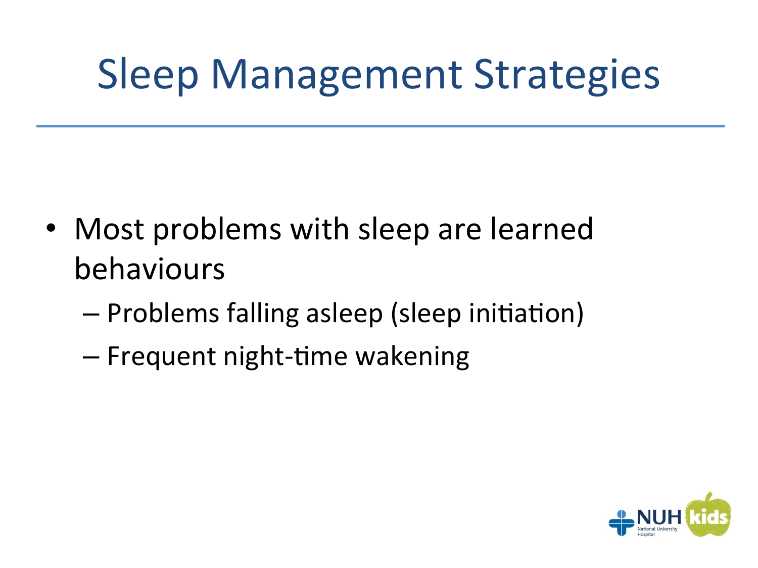# Sleep Management Strategies

- Most problems with sleep are learned behaviours
  - Problems falling asleep (sleep initiation)
  - Frequent night-time wakening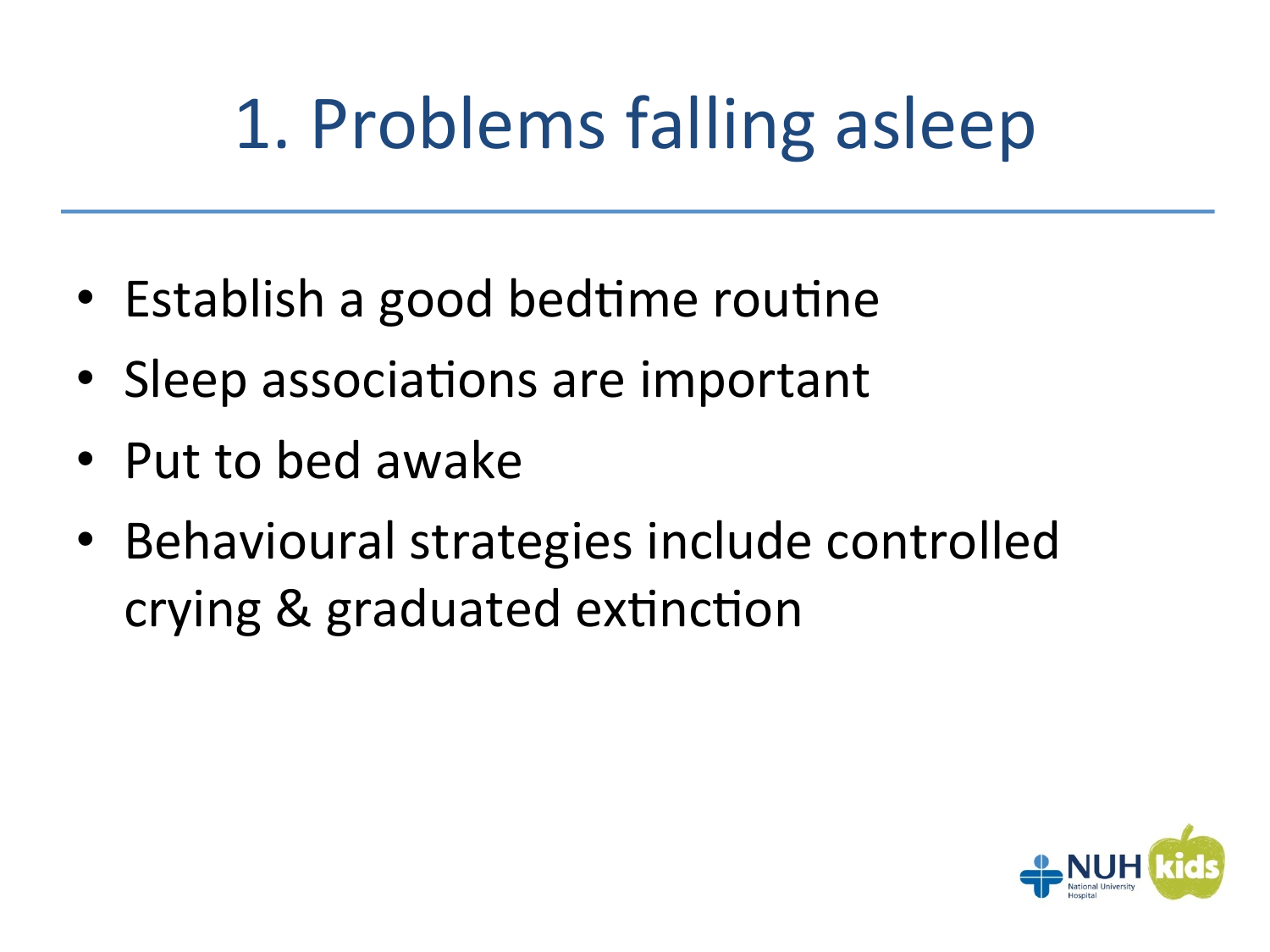# 1. Problems falling asleep

- Establish a good bedtime routine
- Sleep associations are important
- Put to bed awake
- Behavioural strategies include controlled crying & graduated extinction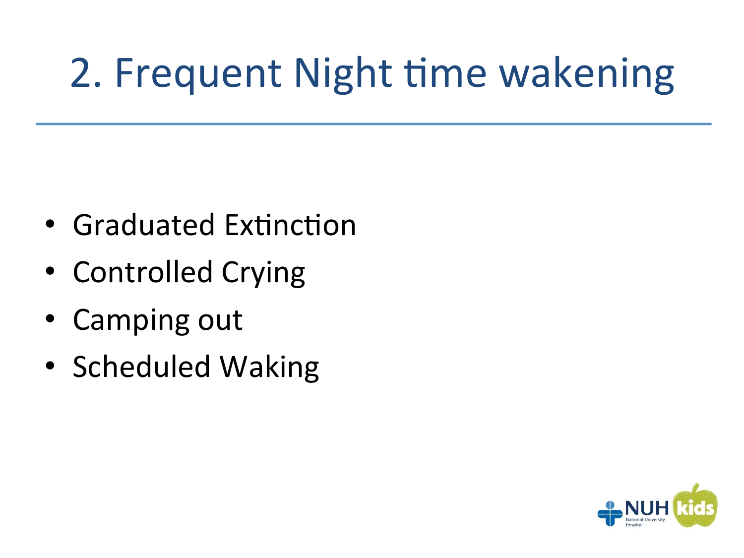# 2. Frequent Night time wakening

- Graduated Extinction
- Controlled Crying
- Camping out
- Scheduled Waking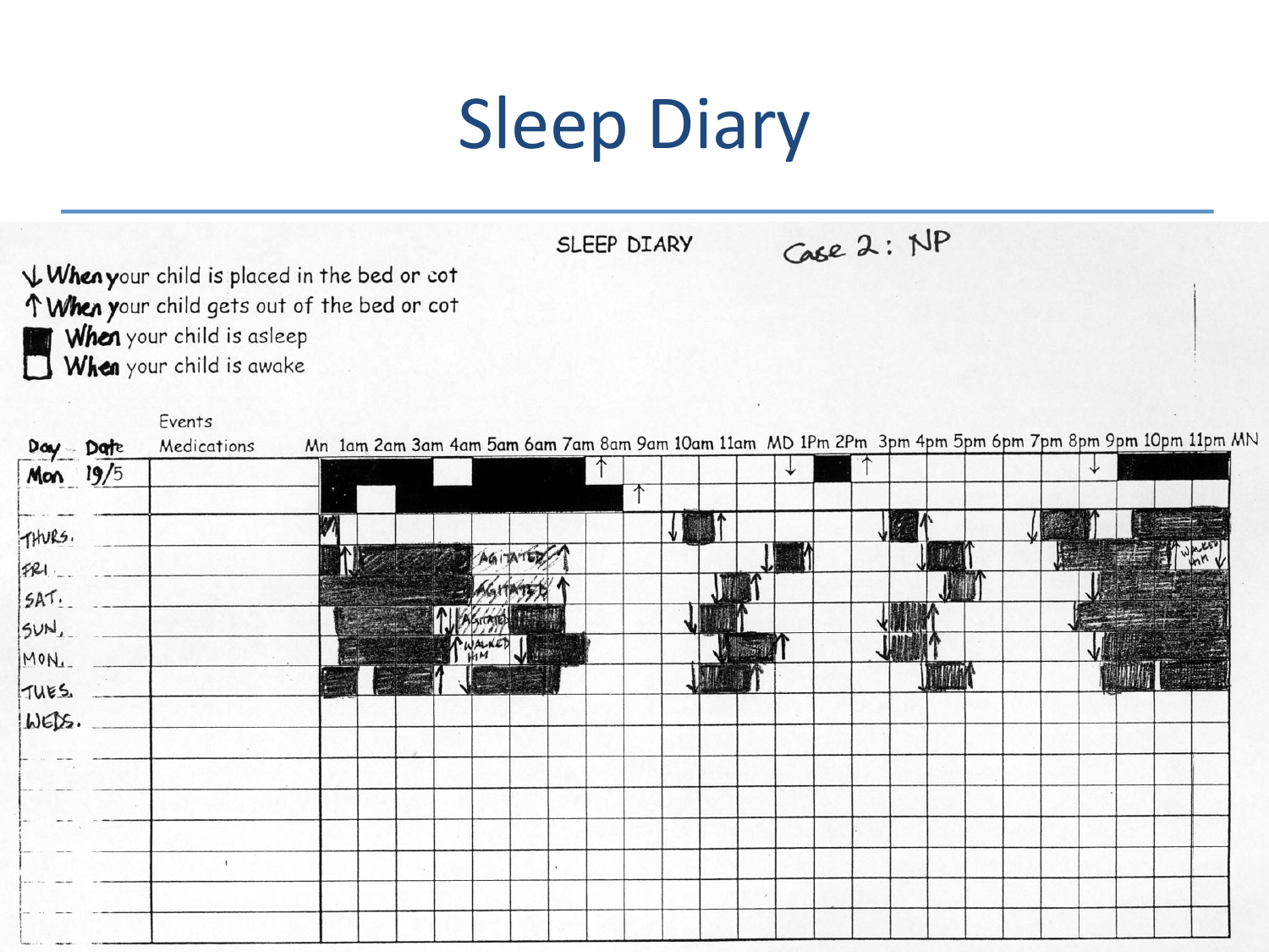# Sleep Diary

SLEEP DIARY    Case 2: NP

↓ When your child is placed in the bed or cot
↑ When your child gets out of the bed or cot
■ When your child is asleep
□ When your child is awake

| Day | Date | Events Medications | Mn 1am 2am 3am 4am 5am 6am 7am 8am 9am 10am 11am MD 1Pm 2Pm 3pm 4pm 5pm 6pm 7pm 8pm 9pm 10pm 11pm MN |
|---|---|---|---|
| Mon | 19/5 | | |
| THURS. | | | |
| FRI. | | | AGITATED; WALKED HIM |
| SAT. | | | AGITATED |
| SUN. | | | AGITATED |
| MON. | | | WALKED HIM |
| TUES. | | | |
| WEDS. | | | |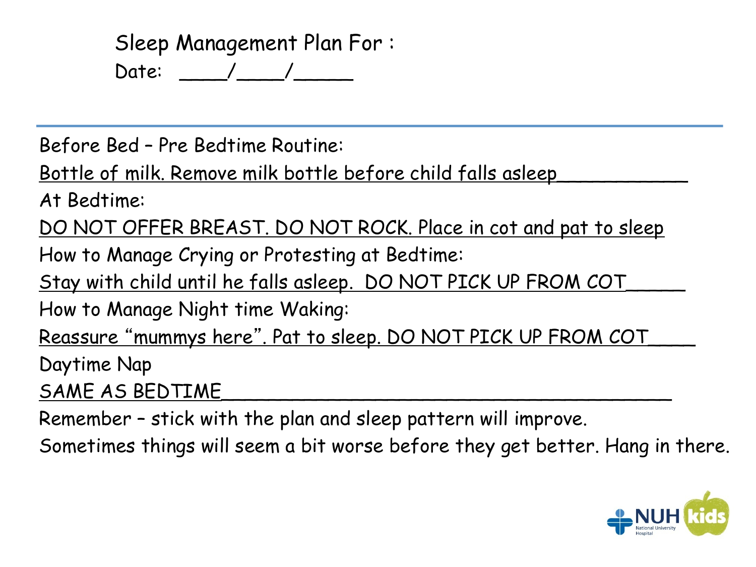# Sleep Management Plan For :

Date: ____/____/_____

---

Before Bed – Pre Bedtime Routine:

Bottle of milk. Remove milk bottle before child falls asleep___________

At Bedtime:

DO NOT OFFER BREAST. DO NOT ROCK. Place in cot and pat to sleep

How to Manage Crying or Protesting at Bedtime:

Stay with child until he falls asleep. DO NOT PICK UP FROM COT_____

How to Manage Night time Waking:

Reassure "mummys here". Pat to sleep. DO NOT PICK UP FROM COT____

Daytime Nap

SAME AS BEDTIME_______________________________________

Remember – stick with the plan and sleep pattern will improve.

Sometimes things will seem a bit worse before they get better. Hang in there.

NUH National University Hospital kids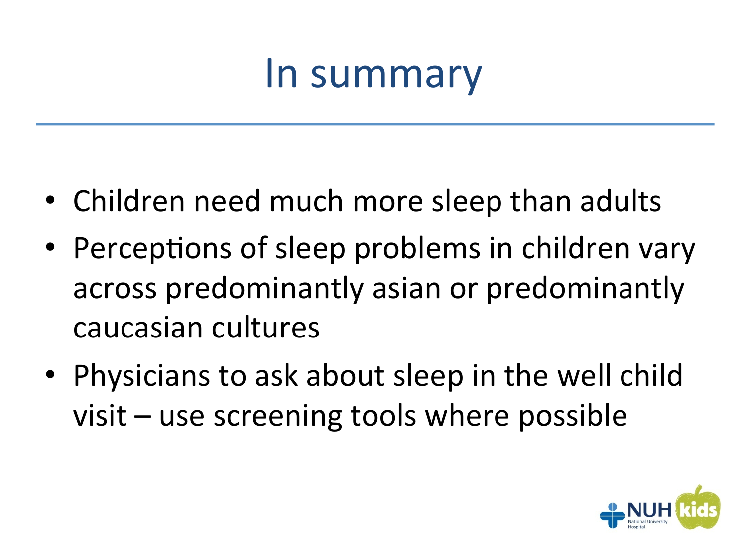# In summary

- Children need much more sleep than adults
- Perceptions of sleep problems in children vary across predominantly asian or predominantly caucasian cultures
- Physicians to ask about sleep in the well child visit – use screening tools where possible